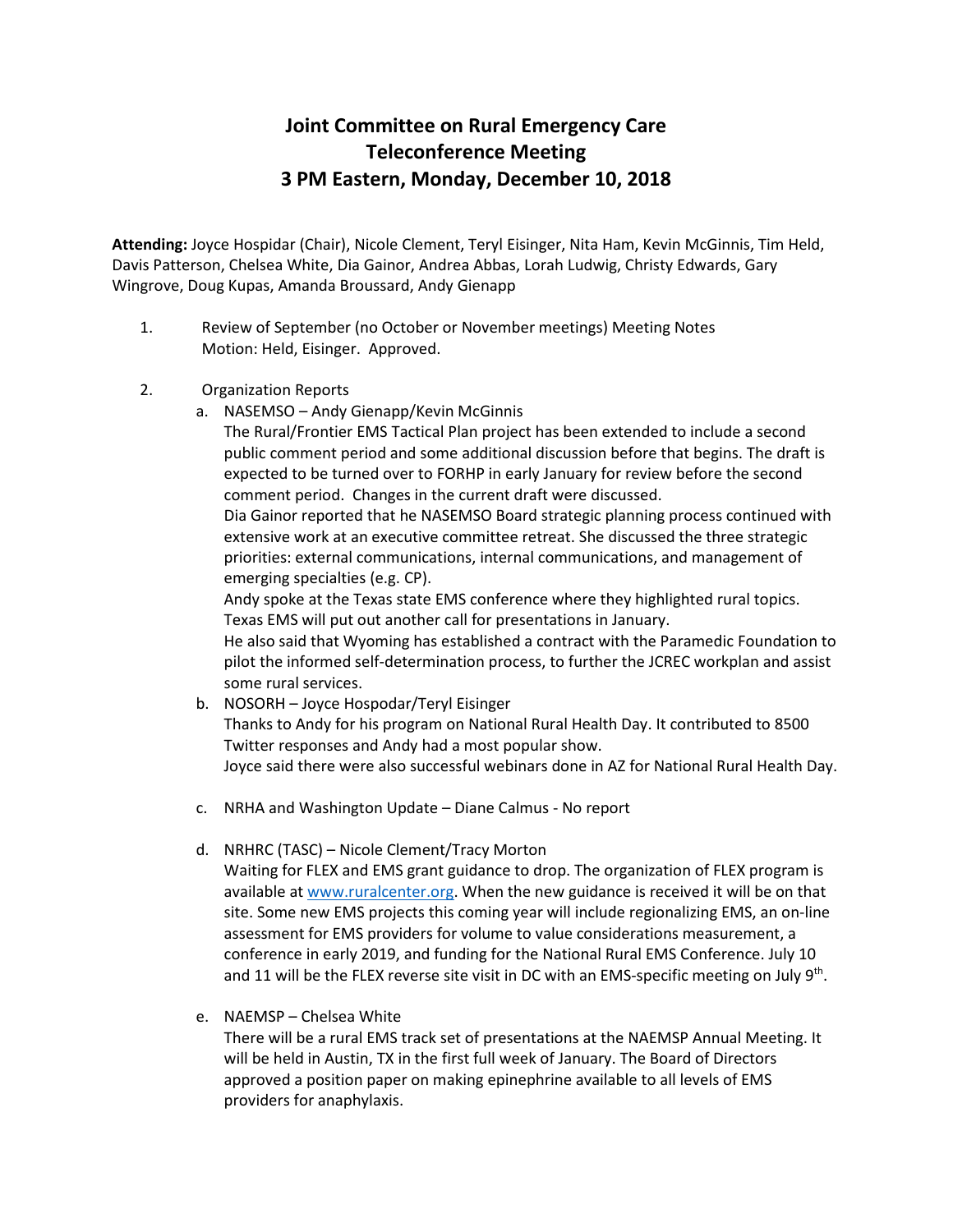# Joint Committee on Rural Emergency Care
# Teleconference Meeting
# 3 PM Eastern, Monday, December 10, 2018

**Attending:** Joyce Hospidar (Chair), Nicole Clement, Teryl Eisinger, Nita Ham, Kevin McGinnis, Tim Held, Davis Patterson, Chelsea White, Dia Gainor, Andrea Abbas, Lorah Ludwig, Christy Edwards, Gary Wingrove, Doug Kupas, Amanda Broussard, Andy Gienapp

1. Review of September (no October or November meetings) Meeting Notes
   Motion: Held, Eisinger. Approved.

2. Organization Reports
   a. NASEMSO – Andy Gienapp/Kevin McGinnis
      The Rural/Frontier EMS Tactical Plan project has been extended to include a second public comment period and some additional discussion before that begins. The draft is expected to be turned over to FORHP in early January for review before the second comment period. Changes in the current draft were discussed.
      Dia Gainor reported that he NASEMSO Board strategic planning process continued with extensive work at an executive committee retreat. She discussed the three strategic priorities: external communications, internal communications, and management of emerging specialties (e.g. CP).
      Andy spoke at the Texas state EMS conference where they highlighted rural topics. Texas EMS will put out another call for presentations in January.
      He also said that Wyoming has established a contract with the Paramedic Foundation to pilot the informed self-determination process, to further the JCREC workplan and assist some rural services.
   b. NOSORH – Joyce Hospodar/Teryl Eisinger
      Thanks to Andy for his program on National Rural Health Day. It contributed to 8500 Twitter responses and Andy had a most popular show.
      Joyce said there were also successful webinars done in AZ for National Rural Health Day.
   c. NRHA and Washington Update – Diane Calmus - No report
   d. NRHRC (TASC) – Nicole Clement/Tracy Morton
      Waiting for FLEX and EMS grant guidance to drop. The organization of FLEX program is available at www.ruralcenter.org. When the new guidance is received it will be on that site. Some new EMS projects this coming year will include regionalizing EMS, an on-line assessment for EMS providers for volume to value considerations measurement, a conference in early 2019, and funding for the National Rural EMS Conference. July 10 and 11 will be the FLEX reverse site visit in DC with an EMS-specific meeting on July 9th.
   e. NAEMSP – Chelsea White
      There will be a rural EMS track set of presentations at the NAEMSP Annual Meeting. It will be held in Austin, TX in the first full week of January. The Board of Directors approved a position paper on making epinephrine available to all levels of EMS providers for anaphylaxis.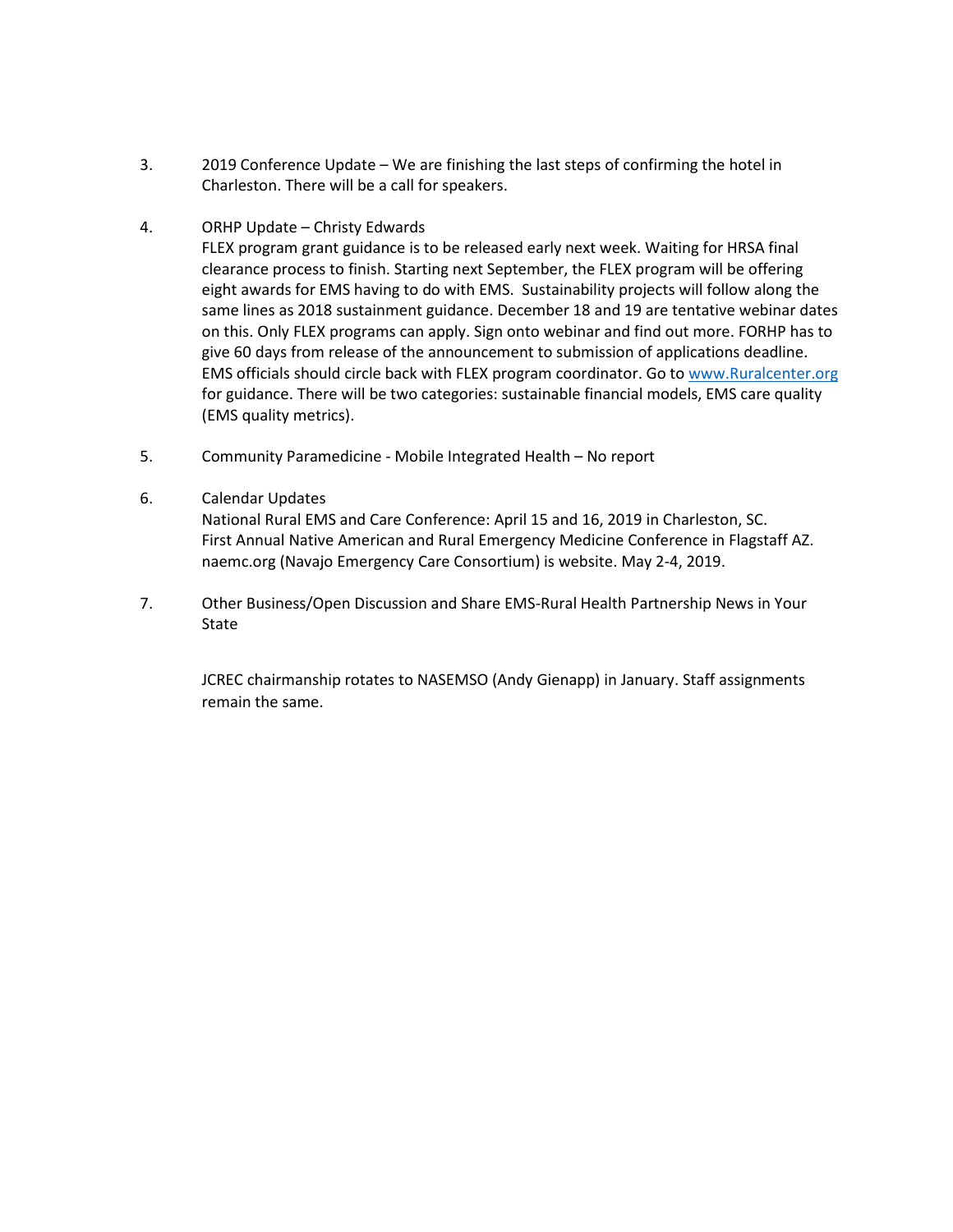3. 2019 Conference Update – We are finishing the last steps of confirming the hotel in Charleston. There will be a call for speakers.

4. ORHP Update – Christy Edwards
   FLEX program grant guidance is to be released early next week. Waiting for HRSA final clearance process to finish. Starting next September, the FLEX program will be offering eight awards for EMS having to do with EMS. Sustainability projects will follow along the same lines as 2018 sustainment guidance. December 18 and 19 are tentative webinar dates on this. Only FLEX programs can apply. Sign onto webinar and find out more. FORHP has to give 60 days from release of the announcement to submission of applications deadline. EMS officials should circle back with FLEX program coordinator. Go to [www.Ruralcenter.org](www.Ruralcenter.org) for guidance. There will be two categories: sustainable financial models, EMS care quality (EMS quality metrics).

5. Community Paramedicine - Mobile Integrated Health – No report

6. Calendar Updates
   National Rural EMS and Care Conference: April 15 and 16, 2019 in Charleston, SC.
   First Annual Native American and Rural Emergency Medicine Conference in Flagstaff AZ. naemc.org (Navajo Emergency Care Consortium) is website. May 2-4, 2019.

7. Other Business/Open Discussion and Share EMS-Rural Health Partnership News in Your State

   JCREC chairmanship rotates to NASEMSO (Andy Gienapp) in January. Staff assignments remain the same.